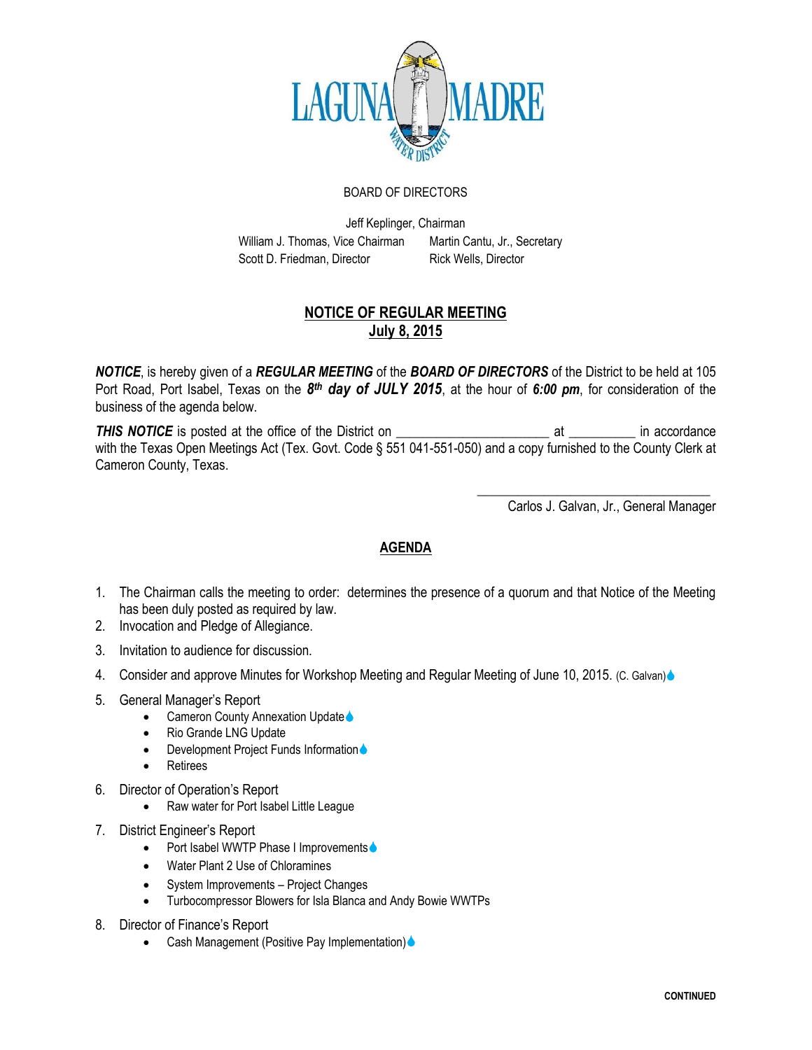LAGUNA MADRE WATER DISTRICT

BOARD OF DIRECTORS

Jeff Keplinger, Chairman

William J. Thomas, Vice Chairman    Martin Cantu, Jr., Secretary
Scott D. Friedman, Director    Rick Wells, Director

## NOTICE OF REGULAR MEETING
## July 8, 2015

***NOTICE***, is hereby given of a ***REGULAR MEETING*** of the ***BOARD OF DIRECTORS*** of the District to be held at 105 Port Road, Port Isabel, Texas on the ***8th day of JULY 2015***, at the hour of ***6:00 pm***, for consideration of the business of the agenda below.

***THIS NOTICE*** is posted at the office of the District on ______________________ at __________ in accordance with the Texas Open Meetings Act (Tex. Govt. Code § 551 041-551-050) and a copy furnished to the County Clerk at Cameron County, Texas.

\_\_\_\_\_\_\_\_\_\_\_\_\_\_\_\_\_\_\_\_\_\_\_\_\_\_\_\_\_\_\_\_\_\_\_
Carlos J. Galvan, Jr., General Manager

## AGENDA

1. The Chairman calls the meeting to order: determines the presence of a quorum and that Notice of the Meeting has been duly posted as required by law.
2. Invocation and Pledge of Allegiance.
3. Invitation to audience for discussion.
4. Consider and approve Minutes for Workshop Meeting and Regular Meeting of June 10, 2015. (C. Galvan)💧
5. General Manager's Report
   - Cameron County Annexation Update💧
   - Rio Grande LNG Update
   - Development Project Funds Information💧
   - Retirees
6. Director of Operation's Report
   - Raw water for Port Isabel Little League
7. District Engineer's Report
   - Port Isabel WWTP Phase I Improvements💧
   - Water Plant 2 Use of Chloramines
   - System Improvements – Project Changes
   - Turbocompressor Blowers for Isla Blanca and Andy Bowie WWTPs
8. Director of Finance's Report
   - Cash Management (Positive Pay Implementation)💧

**CONTINUED**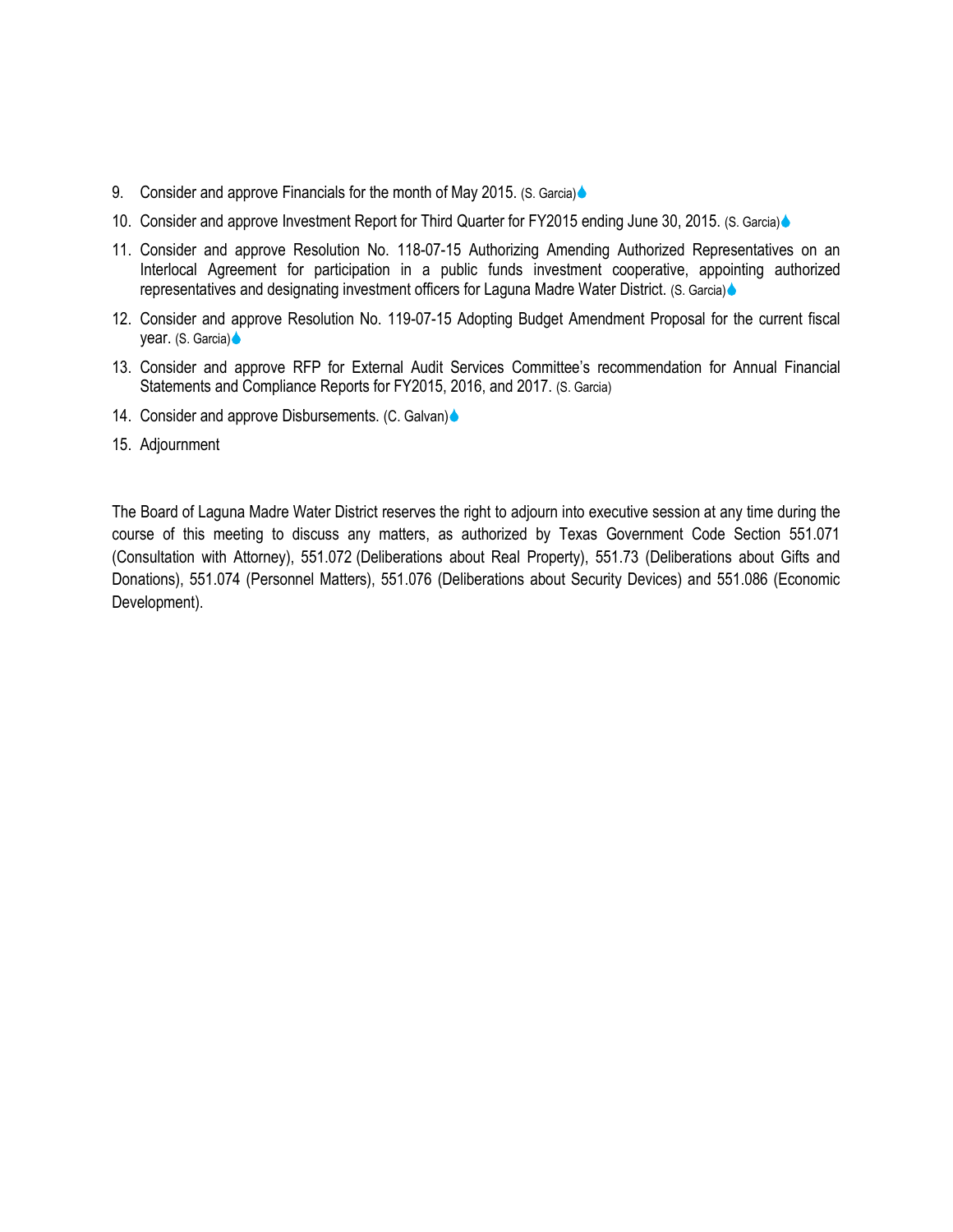9. Consider and approve Financials for the month of May 2015. (S. Garcia)
10. Consider and approve Investment Report for Third Quarter for FY2015 ending June 30, 2015. (S. Garcia)
11. Consider and approve Resolution No. 118-07-15 Authorizing Amending Authorized Representatives on an Interlocal Agreement for participation in a public funds investment cooperative, appointing authorized representatives and designating investment officers for Laguna Madre Water District. (S. Garcia)
12. Consider and approve Resolution No. 119-07-15 Adopting Budget Amendment Proposal for the current fiscal year. (S. Garcia)
13. Consider and approve RFP for External Audit Services Committee's recommendation for Annual Financial Statements and Compliance Reports for FY2015, 2016, and 2017. (S. Garcia)
14. Consider and approve Disbursements. (C. Galvan)
15. Adjournment

The Board of Laguna Madre Water District reserves the right to adjourn into executive session at any time during the course of this meeting to discuss any matters, as authorized by Texas Government Code Section 551.071 (Consultation with Attorney), 551.072 (Deliberations about Real Property), 551.73 (Deliberations about Gifts and Donations), 551.074 (Personnel Matters), 551.076 (Deliberations about Security Devices) and 551.086 (Economic Development).